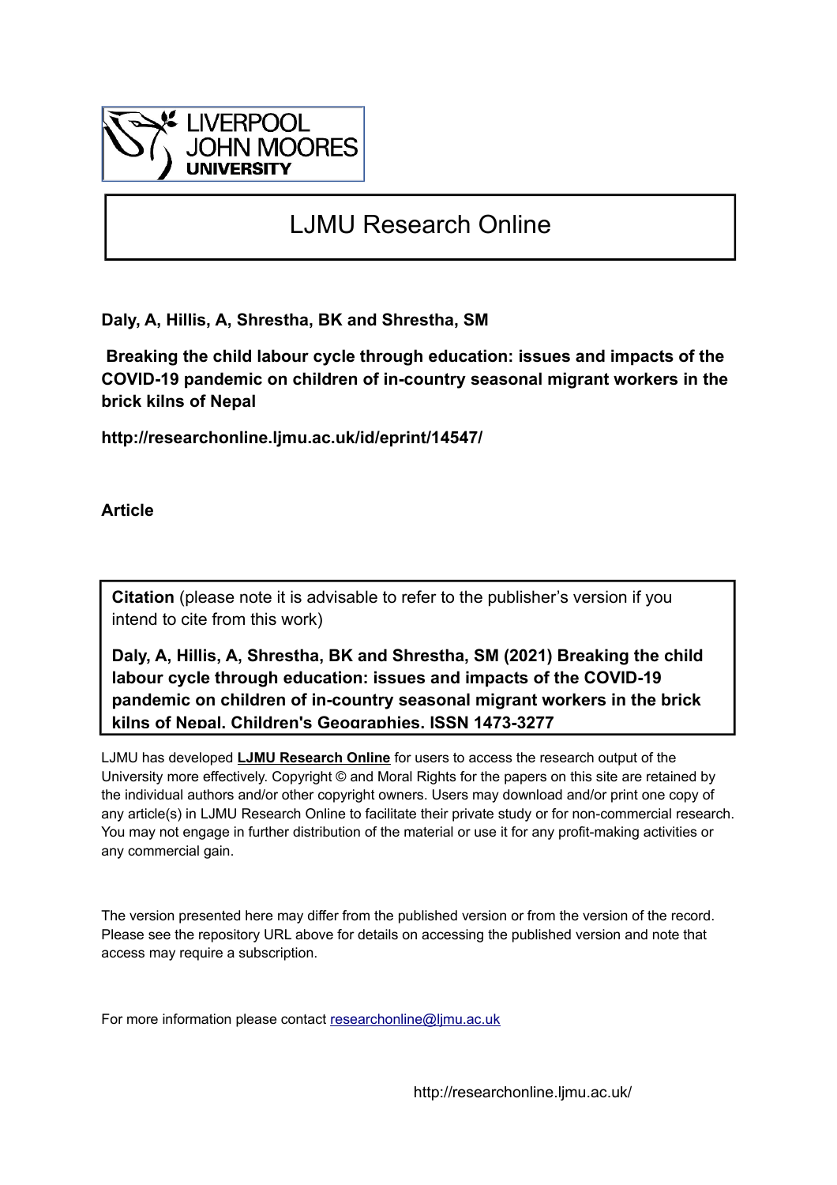LIVERPOOL JOHN MOORES UNIVERSITY

# LJMU Research Online

**Daly, A, Hillis, A, Shrestha, BK and Shrestha, SM**

**Breaking the child labour cycle through education: issues and impacts of the COVID-19 pandemic on children of in-country seasonal migrant workers in the brick kilns of Nepal**

**http://researchonline.ljmu.ac.uk/id/eprint/14547/**

**Article**

**Citation** (please note it is advisable to refer to the publisher's version if you intend to cite from this work)

**Daly, A, Hillis, A, Shrestha, BK and Shrestha, SM (2021) Breaking the child labour cycle through education: issues and impacts of the COVID-19 pandemic on children of in-country seasonal migrant workers in the brick kilns of Nepal. Children's Geographies. ISSN 1473-3277**

LJMU has developed **LJMU Research Online** for users to access the research output of the University more effectively. Copyright © and Moral Rights for the papers on this site are retained by the individual authors and/or other copyright owners. Users may download and/or print one copy of any article(s) in LJMU Research Online to facilitate their private study or for non-commercial research. You may not engage in further distribution of the material or use it for any profit-making activities or any commercial gain.

The version presented here may differ from the published version or from the version of the record. Please see the repository URL above for details on accessing the published version and note that access may require a subscription.

For more information please contact researchonline@ljmu.ac.uk

http://researchonline.ljmu.ac.uk/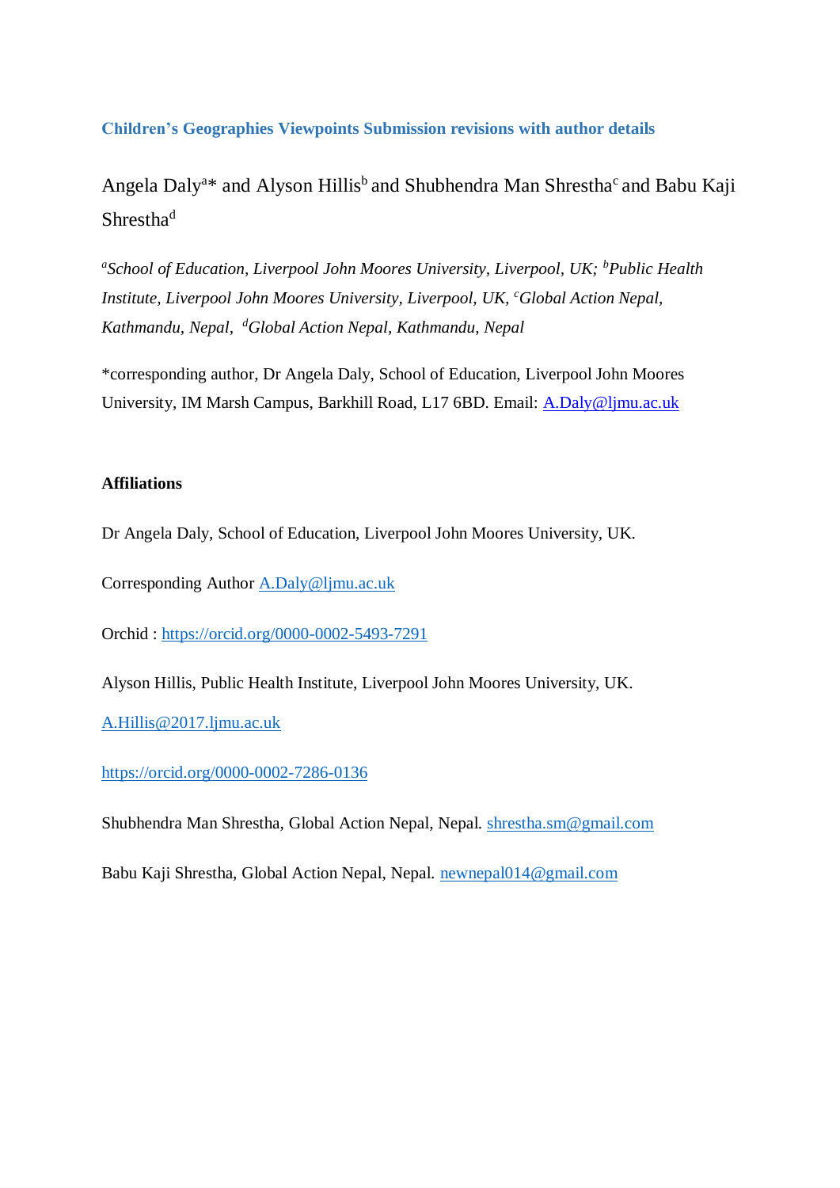**Children's Geographies Viewpoints Submission revisions with author details**

Angela Daly[a]* and Alyson Hillis[b] and Shubhendra Man Shrestha[c] and Babu Kaji Shrestha[d]

*[a]School of Education, Liverpool John Moores University, Liverpool, UK; [b]Public Health Institute, Liverpool John Moores University, Liverpool, UK, [c]Global Action Nepal, Kathmandu, Nepal, [d]Global Action Nepal, Kathmandu, Nepal*

*corresponding author, Dr Angela Daly, School of Education, Liverpool John Moores University, IM Marsh Campus, Barkhill Road, L17 6BD. Email: A.Daly@ljmu.ac.uk

**Affiliations**

Dr Angela Daly, School of Education, Liverpool John Moores University, UK.

Corresponding Author A.Daly@ljmu.ac.uk

Orchid : https://orcid.org/0000-0002-5493-7291

Alyson Hillis, Public Health Institute, Liverpool John Moores University, UK.

A.Hillis@2017.ljmu.ac.uk

https://orcid.org/0000-0002-7286-0136

Shubhendra Man Shrestha, Global Action Nepal, Nepal. shrestha.sm@gmail.com

Babu Kaji Shrestha, Global Action Nepal, Nepal. newnepal014@gmail.com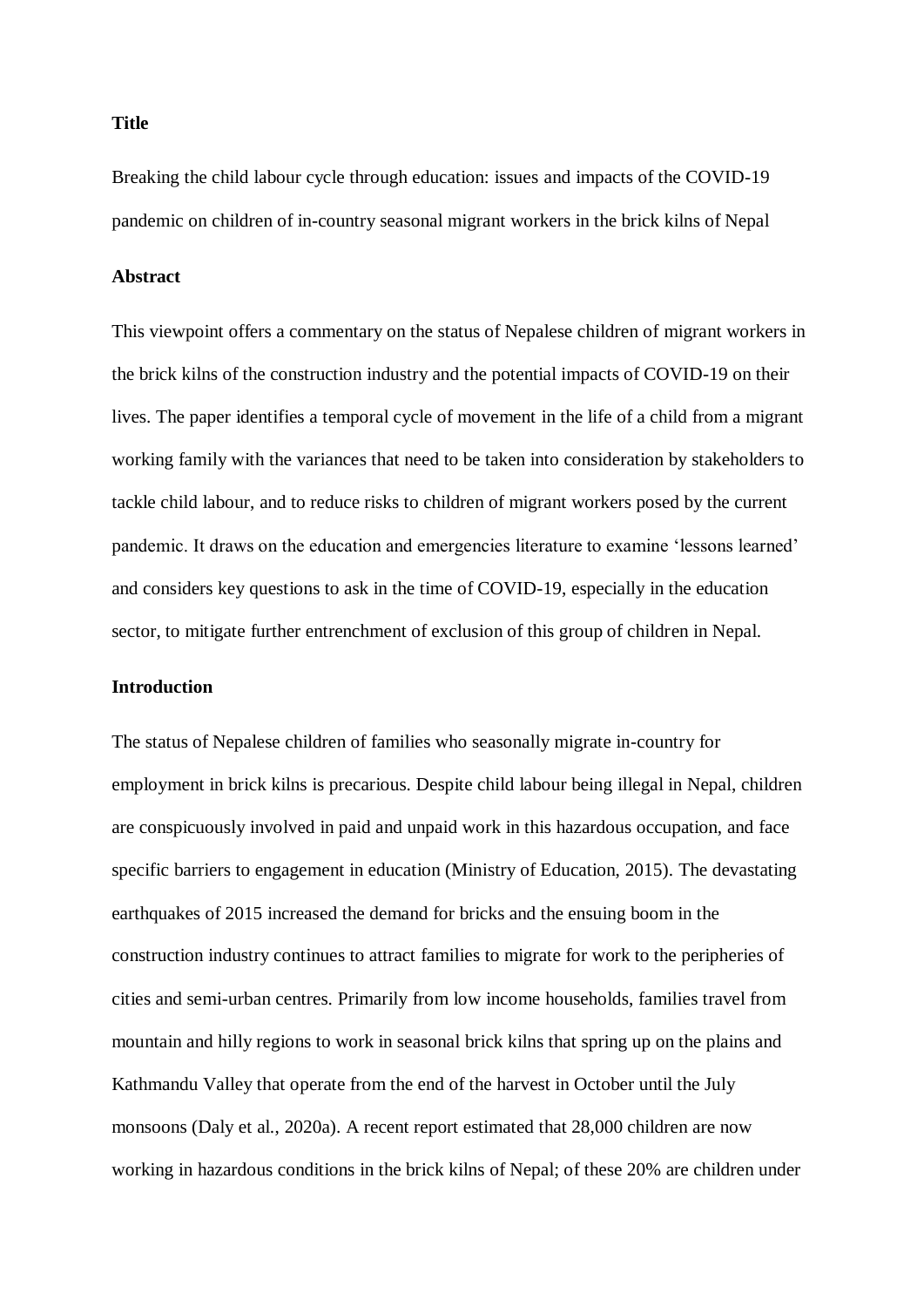**Title**

Breaking the child labour cycle through education: issues and impacts of the COVID-19 pandemic on children of in-country seasonal migrant workers in the brick kilns of Nepal

**Abstract**

This viewpoint offers a commentary on the status of Nepalese children of migrant workers in the brick kilns of the construction industry and the potential impacts of COVID-19 on their lives. The paper identifies a temporal cycle of movement in the life of a child from a migrant working family with the variances that need to be taken into consideration by stakeholders to tackle child labour, and to reduce risks to children of migrant workers posed by the current pandemic. It draws on the education and emergencies literature to examine 'lessons learned' and considers key questions to ask in the time of COVID-19, especially in the education sector, to mitigate further entrenchment of exclusion of this group of children in Nepal.

**Introduction**

The status of Nepalese children of families who seasonally migrate in-country for employment in brick kilns is precarious. Despite child labour being illegal in Nepal, children are conspicuously involved in paid and unpaid work in this hazardous occupation, and face specific barriers to engagement in education (Ministry of Education, 2015). The devastating earthquakes of 2015 increased the demand for bricks and the ensuing boom in the construction industry continues to attract families to migrate for work to the peripheries of cities and semi-urban centres. Primarily from low income households, families travel from mountain and hilly regions to work in seasonal brick kilns that spring up on the plains and Kathmandu Valley that operate from the end of the harvest in October until the July monsoons (Daly et al., 2020a). A recent report estimated that 28,000 children are now working in hazardous conditions in the brick kilns of Nepal; of these 20% are children under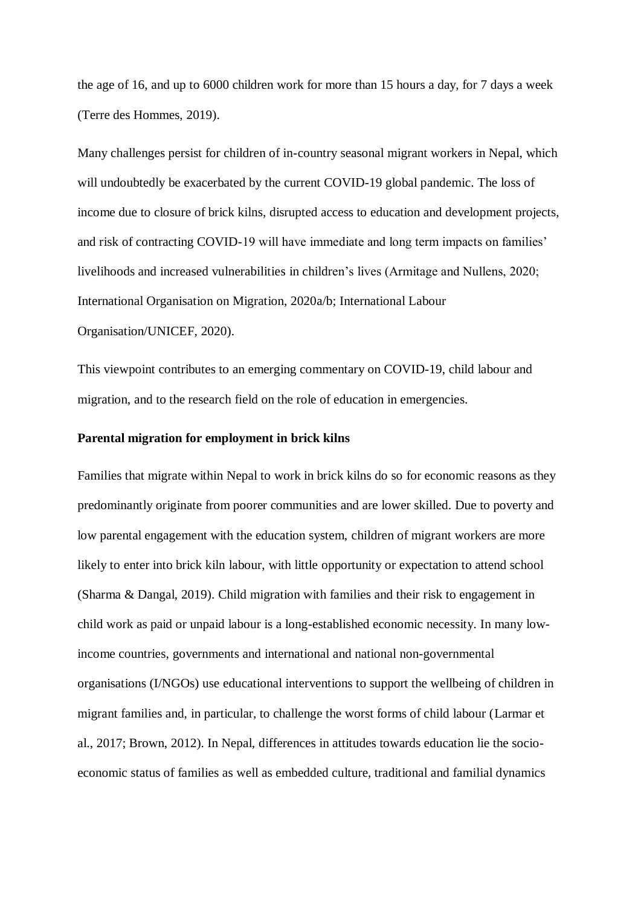the age of 16, and up to 6000 children work for more than 15 hours a day, for 7 days a week (Terre des Hommes, 2019).

Many challenges persist for children of in-country seasonal migrant workers in Nepal, which will undoubtedly be exacerbated by the current COVID-19 global pandemic. The loss of income due to closure of brick kilns, disrupted access to education and development projects, and risk of contracting COVID-19 will have immediate and long term impacts on families' livelihoods and increased vulnerabilities in children's lives (Armitage and Nullens, 2020; International Organisation on Migration, 2020a/b; International Labour Organisation/UNICEF, 2020).

This viewpoint contributes to an emerging commentary on COVID-19, child labour and migration, and to the research field on the role of education in emergencies.

**Parental migration for employment in brick kilns**

Families that migrate within Nepal to work in brick kilns do so for economic reasons as they predominantly originate from poorer communities and are lower skilled. Due to poverty and low parental engagement with the education system, children of migrant workers are more likely to enter into brick kiln labour, with little opportunity or expectation to attend school (Sharma & Dangal, 2019). Child migration with families and their risk to engagement in child work as paid or unpaid labour is a long-established economic necessity. In many low-income countries, governments and international and national non-governmental organisations (I/NGOs) use educational interventions to support the wellbeing of children in migrant families and, in particular, to challenge the worst forms of child labour (Larmar et al., 2017; Brown, 2012). In Nepal, differences in attitudes towards education lie the socio-economic status of families as well as embedded culture, traditional and familial dynamics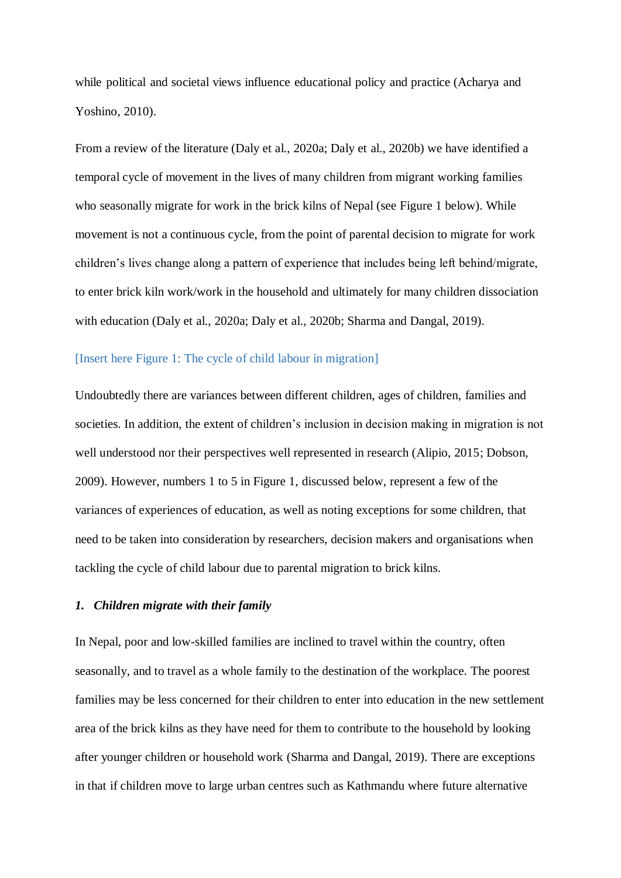while political and societal views influence educational policy and practice (Acharya and Yoshino, 2010).

From a review of the literature (Daly et al., 2020a; Daly et al., 2020b) we have identified a temporal cycle of movement in the lives of many children from migrant working families who seasonally migrate for work in the brick kilns of Nepal (see Figure 1 below). While movement is not a continuous cycle, from the point of parental decision to migrate for work children's lives change along a pattern of experience that includes being left behind/migrate, to enter brick kiln work/work in the household and ultimately for many children dissociation with education (Daly et al., 2020a; Daly et al., 2020b; Sharma and Dangal, 2019).

[Insert here Figure 1: The cycle of child labour in migration]

Undoubtedly there are variances between different children, ages of children, families and societies. In addition, the extent of children's inclusion in decision making in migration is not well understood nor their perspectives well represented in research (Alipio, 2015; Dobson, 2009). However, numbers 1 to 5 in Figure 1, discussed below, represent a few of the variances of experiences of education, as well as noting exceptions for some children, that need to be taken into consideration by researchers, decision makers and organisations when tackling the cycle of child labour due to parental migration to brick kilns.

### 1. *Children migrate with their family*

In Nepal, poor and low-skilled families are inclined to travel within the country, often seasonally, and to travel as a whole family to the destination of the workplace. The poorest families may be less concerned for their children to enter into education in the new settlement area of the brick kilns as they have need for them to contribute to the household by looking after younger children or household work (Sharma and Dangal, 2019). There are exceptions in that if children move to large urban centres such as Kathmandu where future alternative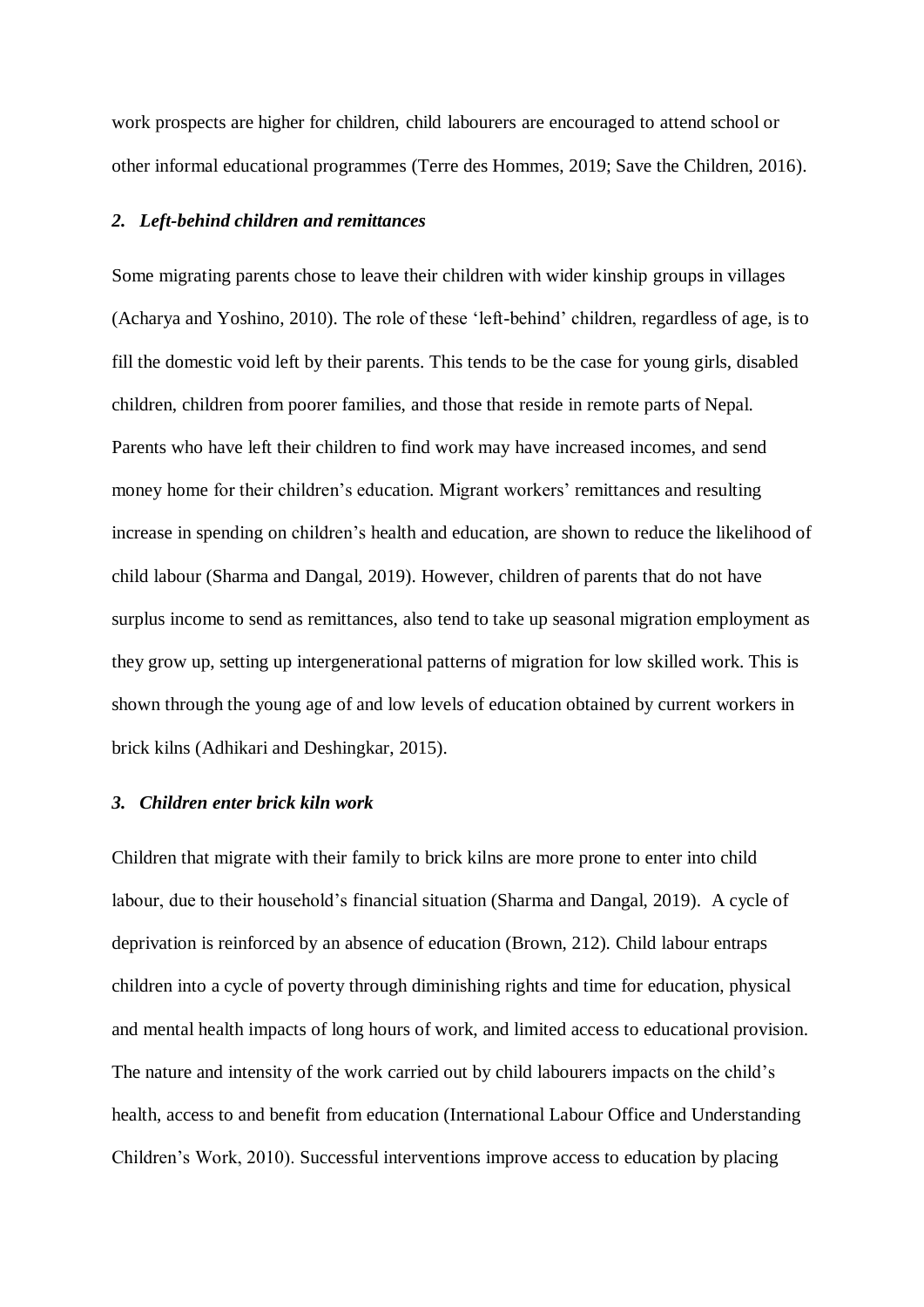work prospects are higher for children, child labourers are encouraged to attend school or other informal educational programmes (Terre des Hommes, 2019; Save the Children, 2016).

### *2. Left-behind children and remittances*

Some migrating parents chose to leave their children with wider kinship groups in villages (Acharya and Yoshino, 2010). The role of these 'left-behind' children, regardless of age, is to fill the domestic void left by their parents. This tends to be the case for young girls, disabled children, children from poorer families, and those that reside in remote parts of Nepal. Parents who have left their children to find work may have increased incomes, and send money home for their children's education. Migrant workers' remittances and resulting increase in spending on children's health and education, are shown to reduce the likelihood of child labour (Sharma and Dangal, 2019). However, children of parents that do not have surplus income to send as remittances, also tend to take up seasonal migration employment as they grow up, setting up intergenerational patterns of migration for low skilled work. This is shown through the young age of and low levels of education obtained by current workers in brick kilns (Adhikari and Deshingkar, 2015).

### *3. Children enter brick kiln work*

Children that migrate with their family to brick kilns are more prone to enter into child labour, due to their household's financial situation (Sharma and Dangal, 2019). A cycle of deprivation is reinforced by an absence of education (Brown, 212). Child labour entraps children into a cycle of poverty through diminishing rights and time for education, physical and mental health impacts of long hours of work, and limited access to educational provision. The nature and intensity of the work carried out by child labourers impacts on the child's health, access to and benefit from education (International Labour Office and Understanding Children's Work, 2010). Successful interventions improve access to education by placing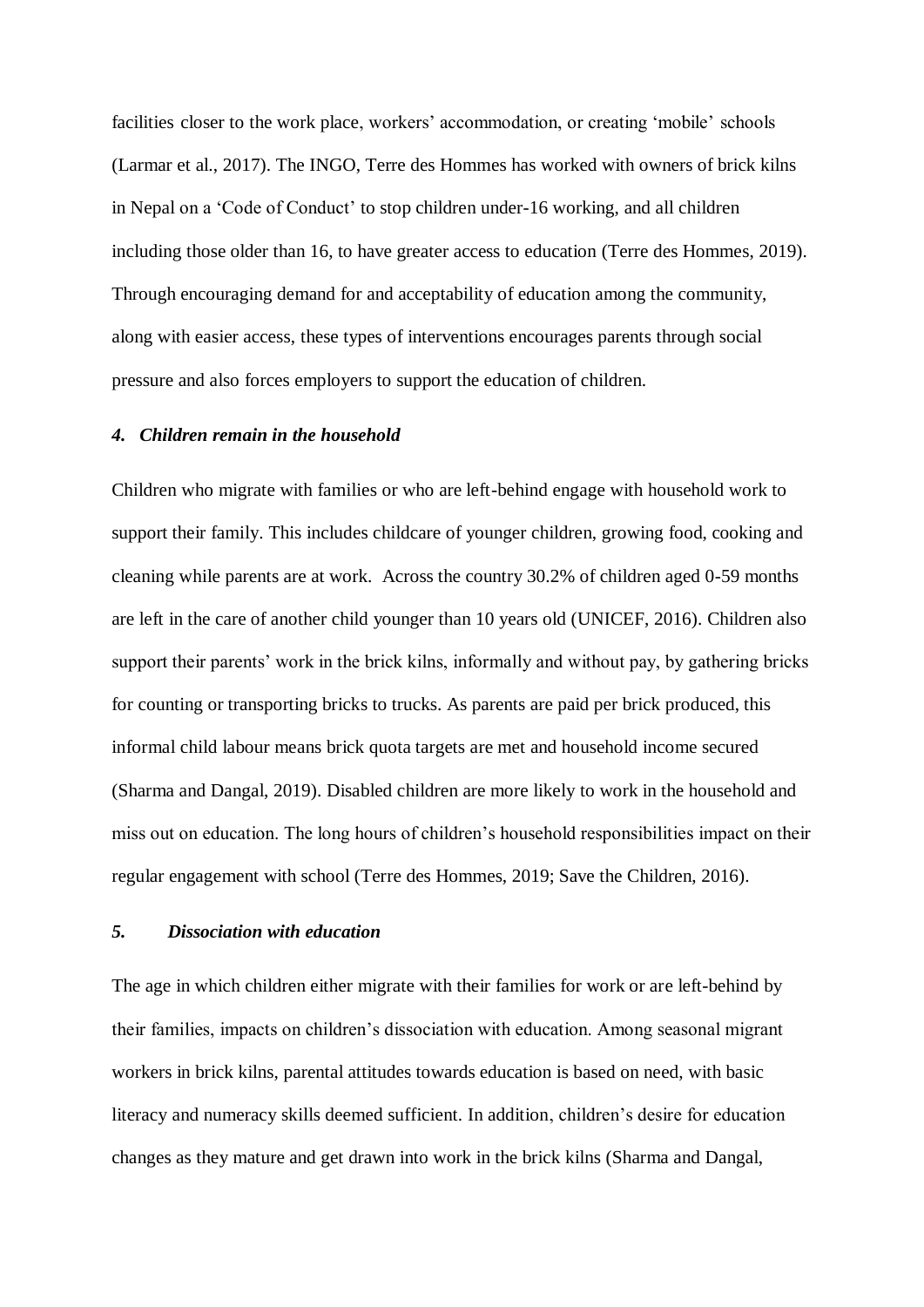facilities closer to the work place, workers' accommodation, or creating 'mobile' schools (Larmar et al., 2017). The INGO, Terre des Hommes has worked with owners of brick kilns in Nepal on a 'Code of Conduct' to stop children under-16 working, and all children including those older than 16, to have greater access to education (Terre des Hommes, 2019). Through encouraging demand for and acceptability of education among the community, along with easier access, these types of interventions encourages parents through social pressure and also forces employers to support the education of children.

### *4. Children remain in the household*

Children who migrate with families or who are left-behind engage with household work to support their family. This includes childcare of younger children, growing food, cooking and cleaning while parents are at work. Across the country 30.2% of children aged 0-59 months are left in the care of another child younger than 10 years old (UNICEF, 2016). Children also support their parents' work in the brick kilns, informally and without pay, by gathering bricks for counting or transporting bricks to trucks. As parents are paid per brick produced, this informal child labour means brick quota targets are met and household income secured (Sharma and Dangal, 2019). Disabled children are more likely to work in the household and miss out on education. The long hours of children's household responsibilities impact on their regular engagement with school (Terre des Hommes, 2019; Save the Children, 2016).

### *5. Dissociation with education*

The age in which children either migrate with their families for work or are left-behind by their families, impacts on children's dissociation with education. Among seasonal migrant workers in brick kilns, parental attitudes towards education is based on need, with basic literacy and numeracy skills deemed sufficient. In addition, children's desire for education changes as they mature and get drawn into work in the brick kilns (Sharma and Dangal,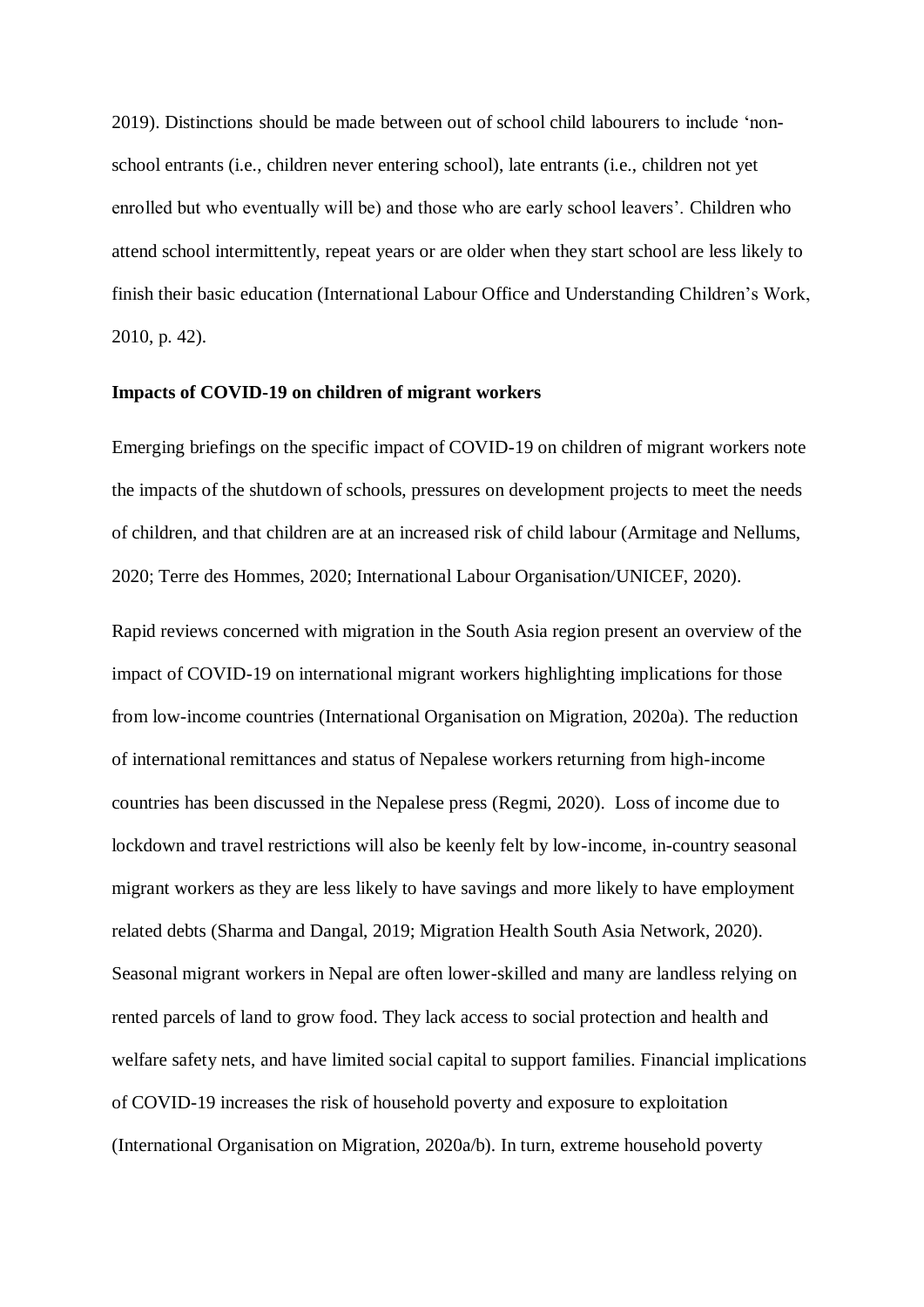2019). Distinctions should be made between out of school child labourers to include 'non-school entrants (i.e., children never entering school), late entrants (i.e., children not yet enrolled but who eventually will be) and those who are early school leavers'. Children who attend school intermittently, repeat years or are older when they start school are less likely to finish their basic education (International Labour Office and Understanding Children's Work, 2010, p. 42).

**Impacts of COVID-19 on children of migrant workers**

Emerging briefings on the specific impact of COVID-19 on children of migrant workers note the impacts of the shutdown of schools, pressures on development projects to meet the needs of children, and that children are at an increased risk of child labour (Armitage and Nellums, 2020; Terre des Hommes, 2020; International Labour Organisation/UNICEF, 2020).

Rapid reviews concerned with migration in the South Asia region present an overview of the impact of COVID-19 on international migrant workers highlighting implications for those from low-income countries (International Organisation on Migration, 2020a). The reduction of international remittances and status of Nepalese workers returning from high-income countries has been discussed in the Nepalese press (Regmi, 2020). Loss of income due to lockdown and travel restrictions will also be keenly felt by low-income, in-country seasonal migrant workers as they are less likely to have savings and more likely to have employment related debts (Sharma and Dangal, 2019; Migration Health South Asia Network, 2020). Seasonal migrant workers in Nepal are often lower-skilled and many are landless relying on rented parcels of land to grow food. They lack access to social protection and health and welfare safety nets, and have limited social capital to support families. Financial implications of COVID-19 increases the risk of household poverty and exposure to exploitation (International Organisation on Migration, 2020a/b). In turn, extreme household poverty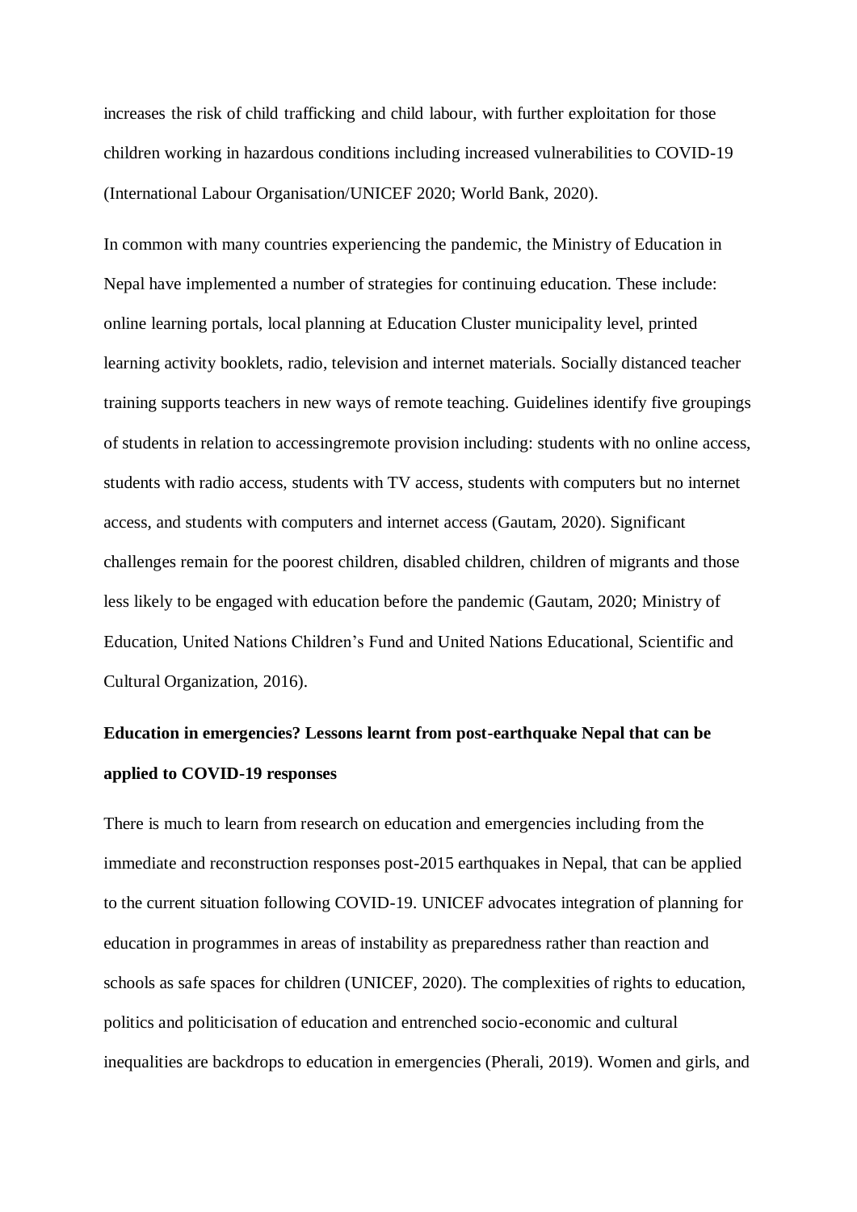increases the risk of child trafficking and child labour, with further exploitation for those children working in hazardous conditions including increased vulnerabilities to COVID-19 (International Labour Organisation/UNICEF 2020; World Bank, 2020).

In common with many countries experiencing the pandemic, the Ministry of Education in Nepal have implemented a number of strategies for continuing education. These include: online learning portals, local planning at Education Cluster municipality level, printed learning activity booklets, radio, television and internet materials. Socially distanced teacher training supports teachers in new ways of remote teaching. Guidelines identify five groupings of students in relation to accessingremote provision including: students with no online access, students with radio access, students with TV access, students with computers but no internet access, and students with computers and internet access (Gautam, 2020). Significant challenges remain for the poorest children, disabled children, children of migrants and those less likely to be engaged with education before the pandemic (Gautam, 2020; Ministry of Education, United Nations Children's Fund and United Nations Educational, Scientific and Cultural Organization, 2016).

**Education in emergencies? Lessons learnt from post-earthquake Nepal that can be applied to COVID-19 responses**

There is much to learn from research on education and emergencies including from the immediate and reconstruction responses post-2015 earthquakes in Nepal, that can be applied to the current situation following COVID-19. UNICEF advocates integration of planning for education in programmes in areas of instability as preparedness rather than reaction and schools as safe spaces for children (UNICEF, 2020). The complexities of rights to education, politics and politicisation of education and entrenched socio-economic and cultural inequalities are backdrops to education in emergencies (Pherali, 2019). Women and girls, and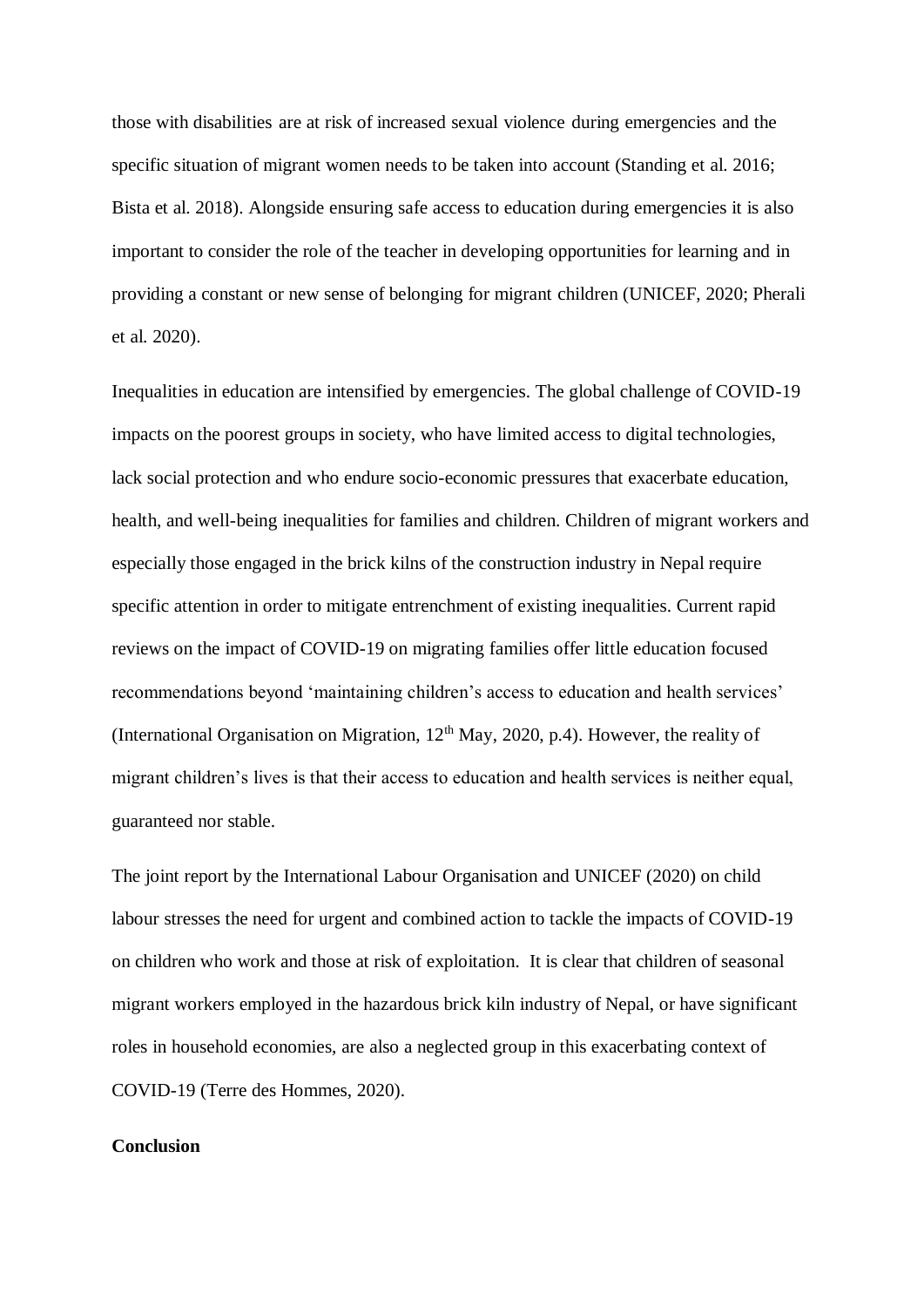those with disabilities are at risk of increased sexual violence during emergencies and the specific situation of migrant women needs to be taken into account (Standing et al. 2016; Bista et al. 2018). Alongside ensuring safe access to education during emergencies it is also important to consider the role of the teacher in developing opportunities for learning and in providing a constant or new sense of belonging for migrant children (UNICEF, 2020; Pherali et al. 2020).

Inequalities in education are intensified by emergencies. The global challenge of COVID-19 impacts on the poorest groups in society, who have limited access to digital technologies, lack social protection and who endure socio-economic pressures that exacerbate education, health, and well-being inequalities for families and children. Children of migrant workers and especially those engaged in the brick kilns of the construction industry in Nepal require specific attention in order to mitigate entrenchment of existing inequalities. Current rapid reviews on the impact of COVID-19 on migrating families offer little education focused recommendations beyond 'maintaining children's access to education and health services' (International Organisation on Migration, 12th May, 2020, p.4). However, the reality of migrant children's lives is that their access to education and health services is neither equal, guaranteed nor stable.

The joint report by the International Labour Organisation and UNICEF (2020) on child labour stresses the need for urgent and combined action to tackle the impacts of COVID-19 on children who work and those at risk of exploitation. It is clear that children of seasonal migrant workers employed in the hazardous brick kiln industry of Nepal, or have significant roles in household economies, are also a neglected group in this exacerbating context of COVID-19 (Terre des Hommes, 2020).

**Conclusion**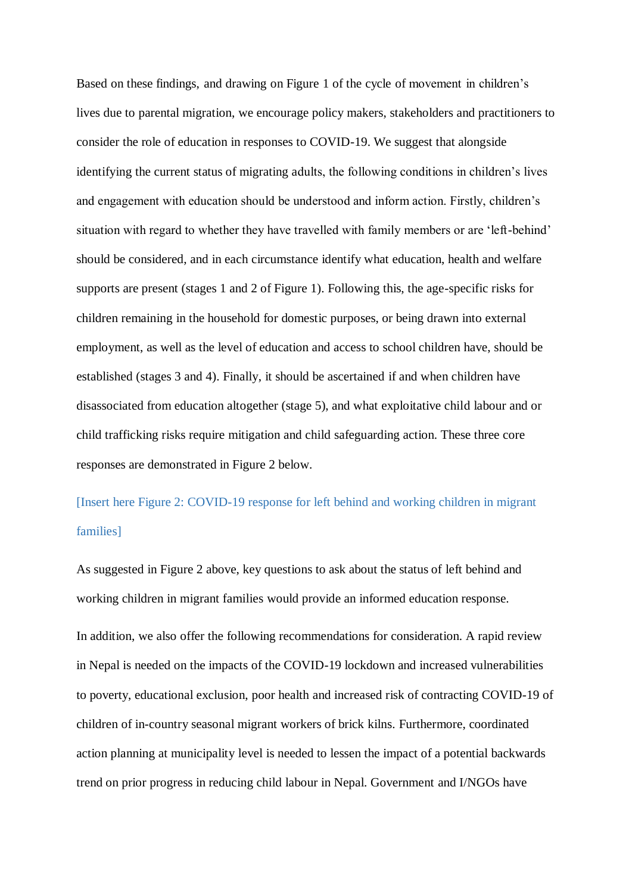Based on these findings, and drawing on Figure 1 of the cycle of movement in children's lives due to parental migration, we encourage policy makers, stakeholders and practitioners to consider the role of education in responses to COVID-19. We suggest that alongside identifying the current status of migrating adults, the following conditions in children's lives and engagement with education should be understood and inform action. Firstly, children's situation with regard to whether they have travelled with family members or are 'left-behind' should be considered, and in each circumstance identify what education, health and welfare supports are present (stages 1 and 2 of Figure 1). Following this, the age-specific risks for children remaining in the household for domestic purposes, or being drawn into external employment, as well as the level of education and access to school children have, should be established (stages 3 and 4). Finally, it should be ascertained if and when children have disassociated from education altogether (stage 5), and what exploitative child labour and or child trafficking risks require mitigation and child safeguarding action. These three core responses are demonstrated in Figure 2 below.

[Insert here Figure 2: COVID-19 response for left behind and working children in migrant families]

As suggested in Figure 2 above, key questions to ask about the status of left behind and working children in migrant families would provide an informed education response.

In addition, we also offer the following recommendations for consideration. A rapid review in Nepal is needed on the impacts of the COVID-19 lockdown and increased vulnerabilities to poverty, educational exclusion, poor health and increased risk of contracting COVID-19 of children of in-country seasonal migrant workers of brick kilns. Furthermore, coordinated action planning at municipality level is needed to lessen the impact of a potential backwards trend on prior progress in reducing child labour in Nepal. Government and I/NGOs have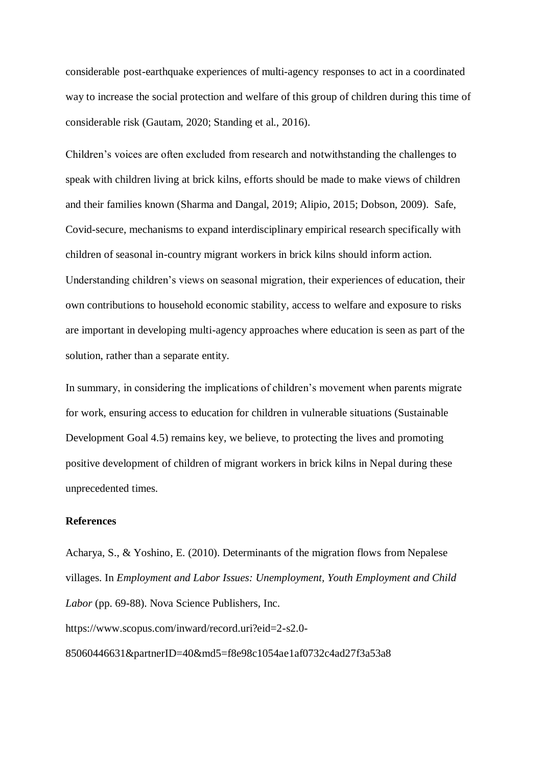considerable post-earthquake experiences of multi-agency responses to act in a coordinated way to increase the social protection and welfare of this group of children during this time of considerable risk (Gautam, 2020; Standing et al., 2016).

Children's voices are often excluded from research and notwithstanding the challenges to speak with children living at brick kilns, efforts should be made to make views of children and their families known (Sharma and Dangal, 2019; Alipio, 2015; Dobson, 2009). Safe, Covid-secure, mechanisms to expand interdisciplinary empirical research specifically with children of seasonal in-country migrant workers in brick kilns should inform action. Understanding children's views on seasonal migration, their experiences of education, their own contributions to household economic stability, access to welfare and exposure to risks are important in developing multi-agency approaches where education is seen as part of the solution, rather than a separate entity.

In summary, in considering the implications of children's movement when parents migrate for work, ensuring access to education for children in vulnerable situations (Sustainable Development Goal 4.5) remains key, we believe, to protecting the lives and promoting positive development of children of migrant workers in brick kilns in Nepal during these unprecedented times.

**References**

Acharya, S., & Yoshino, E. (2010). Determinants of the migration flows from Nepalese villages. In *Employment and Labor Issues: Unemployment, Youth Employment and Child Labor* (pp. 69-88). Nova Science Publishers, Inc. https://www.scopus.com/inward/record.uri?eid=2-s2.0-85060446631&partnerID=40&md5=f8e98c1054ae1af0732c4ad27f3a53a8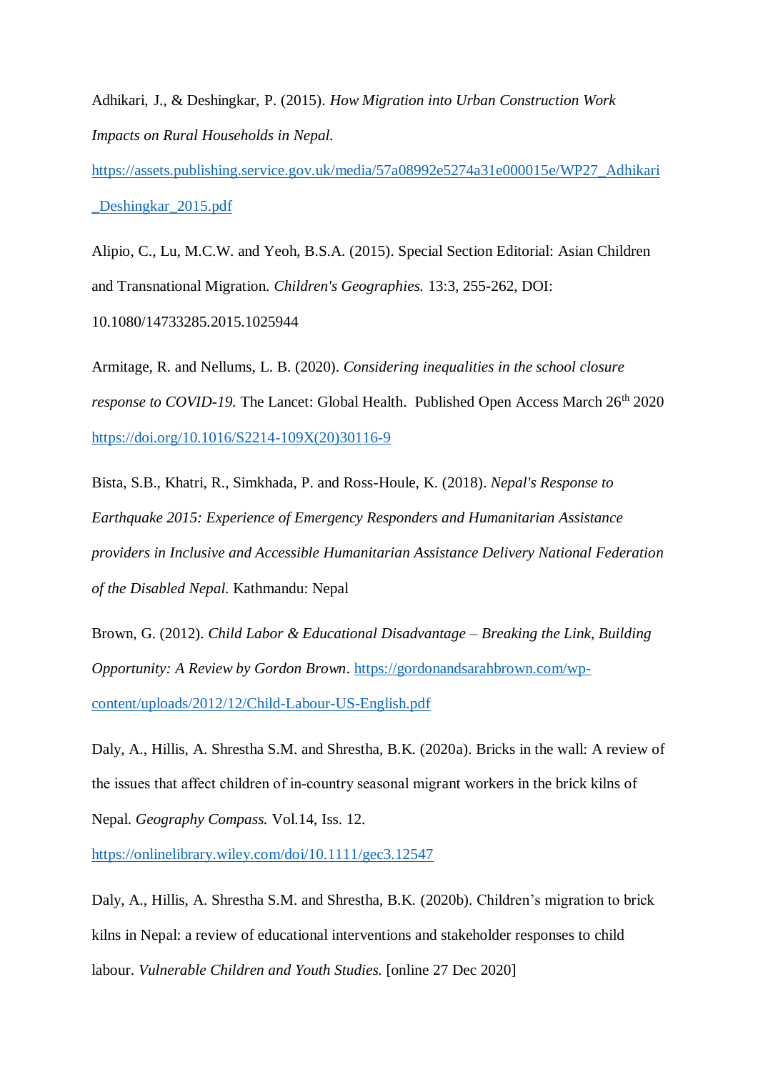Adhikari, J., & Deshingkar, P. (2015). *How Migration into Urban Construction Work Impacts on Rural Households in Nepal.* https://assets.publishing.service.gov.uk/media/57a08992e5274a31e000015e/WP27_Adhikari_Deshingkar_2015.pdf

Alipio, C., Lu, M.C.W. and Yeoh, B.S.A. (2015). Special Section Editorial: Asian Children and Transnational Migration. *Children's Geographies.* 13:3, 255-262, DOI: 10.1080/14733285.2015.1025944

Armitage, R. and Nellums, L. B. (2020). *Considering inequalities in the school closure response to COVID-19.* The Lancet: Global Health. Published Open Access March 26th 2020 https://doi.org/10.1016/S2214-109X(20)30116-9

Bista, S.B., Khatri, R., Simkhada, P. and Ross-Houle, K. (2018). *Nepal's Response to Earthquake 2015: Experience of Emergency Responders and Humanitarian Assistance providers in Inclusive and Accessible Humanitarian Assistance Delivery National Federation of the Disabled Nepal.* Kathmandu: Nepal

Brown, G. (2012). *Child Labor & Educational Disadvantage – Breaking the Link, Building Opportunity: A Review by Gordon Brown*. https://gordonandsarahbrown.com/wp-content/uploads/2012/12/Child-Labour-US-English.pdf

Daly, A., Hillis, A. Shrestha S.M. and Shrestha, B.K. (2020a). Bricks in the wall: A review of the issues that affect children of in-country seasonal migrant workers in the brick kilns of Nepal. *Geography Compass.* Vol.14, Iss. 12. https://onlinelibrary.wiley.com/doi/10.1111/gec3.12547

Daly, A., Hillis, A. Shrestha S.M. and Shrestha, B.K. (2020b). Children's migration to brick kilns in Nepal: a review of educational interventions and stakeholder responses to child labour. *Vulnerable Children and Youth Studies.* [online 27 Dec 2020]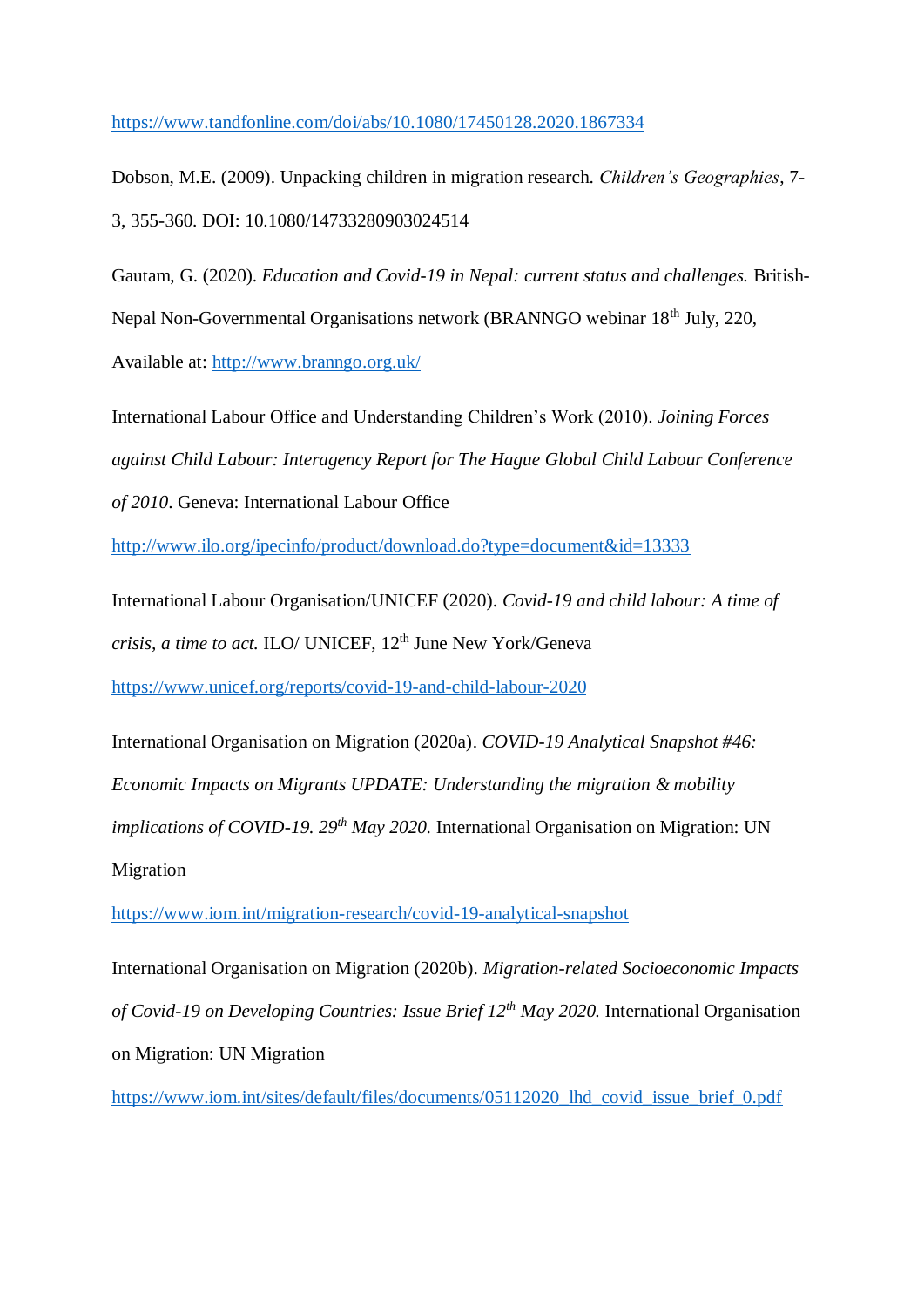https://www.tandfonline.com/doi/abs/10.1080/17450128.2020.1867334

Dobson, M.E. (2009). Unpacking children in migration research. *Children's Geographies*, 7-3, 355-360. DOI: 10.1080/14733280903024514

Gautam, G. (2020). *Education and Covid-19 in Nepal: current status and challenges.* British-Nepal Non-Governmental Organisations network (BRANNGO webinar 18th July, 220, Available at: http://www.branngo.org.uk/

International Labour Office and Understanding Children's Work (2010). *Joining Forces against Child Labour: Interagency Report for The Hague Global Child Labour Conference of 2010*. Geneva: International Labour Office http://www.ilo.org/ipecinfo/product/download.do?type=document&id=13333

International Labour Organisation/UNICEF (2020). *Covid-19 and child labour: A time of crisis, a time to act.* ILO/ UNICEF, 12th June New York/Geneva https://www.unicef.org/reports/covid-19-and-child-labour-2020

International Organisation on Migration (2020a). *COVID-19 Analytical Snapshot #46: Economic Impacts on Migrants UPDATE: Understanding the migration & mobility implications of COVID-19. 29th May 2020.* International Organisation on Migration: UN Migration https://www.iom.int/migration-research/covid-19-analytical-snapshot

International Organisation on Migration (2020b). *Migration-related Socioeconomic Impacts of Covid-19 on Developing Countries: Issue Brief 12th May 2020.* International Organisation on Migration: UN Migration https://www.iom.int/sites/default/files/documents/05112020_lhd_covid_issue_brief_0.pdf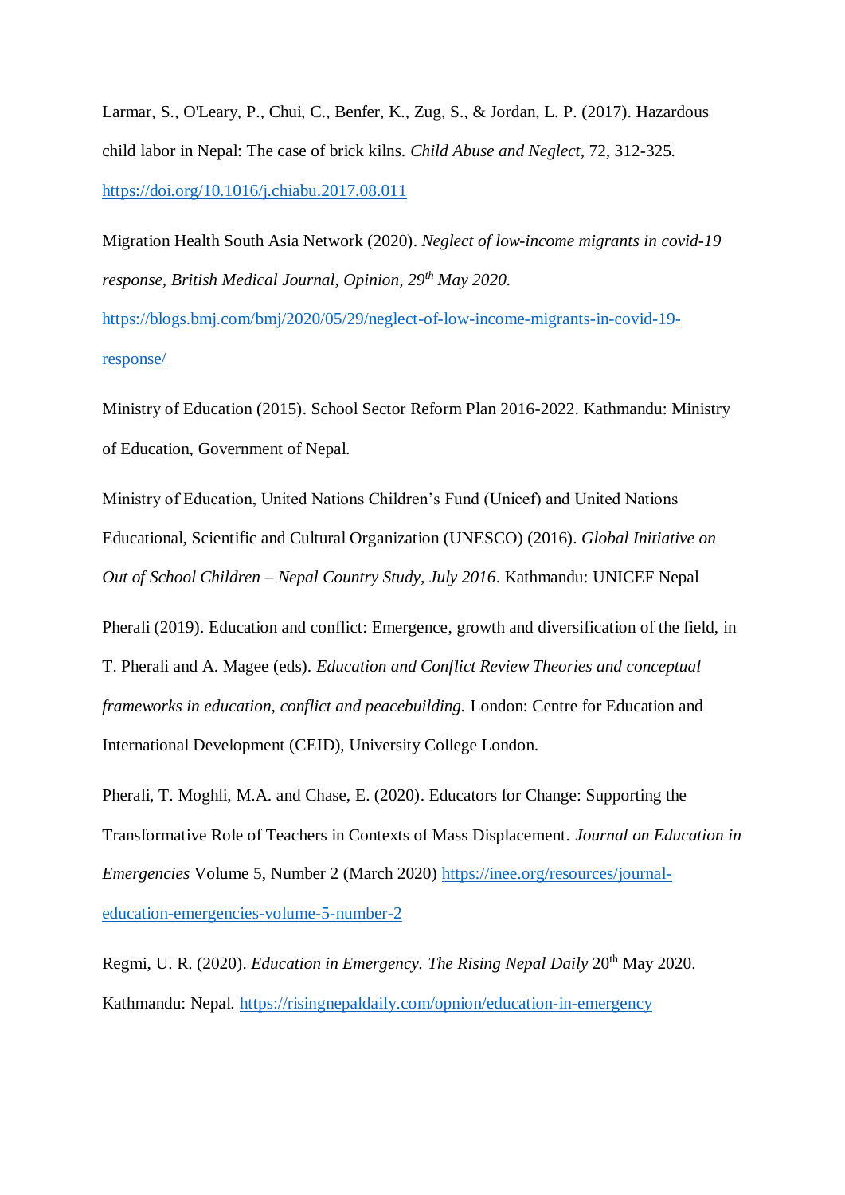Larmar, S., O'Leary, P., Chui, C., Benfer, K., Zug, S., & Jordan, L. P. (2017). Hazardous child labor in Nepal: The case of brick kilns. *Child Abuse and Neglect*, 72, 312-325. https://doi.org/10.1016/j.chiabu.2017.08.011

Migration Health South Asia Network (2020). *Neglect of low-income migrants in covid-19 response, British Medical Journal, Opinion, 29th May 2020.* https://blogs.bmj.com/bmj/2020/05/29/neglect-of-low-income-migrants-in-covid-19-response/

Ministry of Education (2015). School Sector Reform Plan 2016-2022. Kathmandu: Ministry of Education, Government of Nepal.

Ministry of Education, United Nations Children's Fund (Unicef) and United Nations Educational, Scientific and Cultural Organization (UNESCO) (2016). *Global Initiative on Out of School Children – Nepal Country Study, July 2016*. Kathmandu: UNICEF Nepal

Pherali (2019). Education and conflict: Emergence, growth and diversification of the field, in T. Pherali and A. Magee (eds). *Education and Conflict Review Theories and conceptual frameworks in education, conflict and peacebuilding.* London: Centre for Education and International Development (CEID), University College London.

Pherali, T. Moghli, M.A. and Chase, E. (2020). Educators for Change: Supporting the Transformative Role of Teachers in Contexts of Mass Displacement. *Journal on Education in Emergencies* Volume 5, Number 2 (March 2020) https://inee.org/resources/journal-education-emergencies-volume-5-number-2

Regmi, U. R. (2020). *Education in Emergency. The Rising Nepal Daily* 20th May 2020. Kathmandu: Nepal. https://risingnepaldaily.com/opnion/education-in-emergency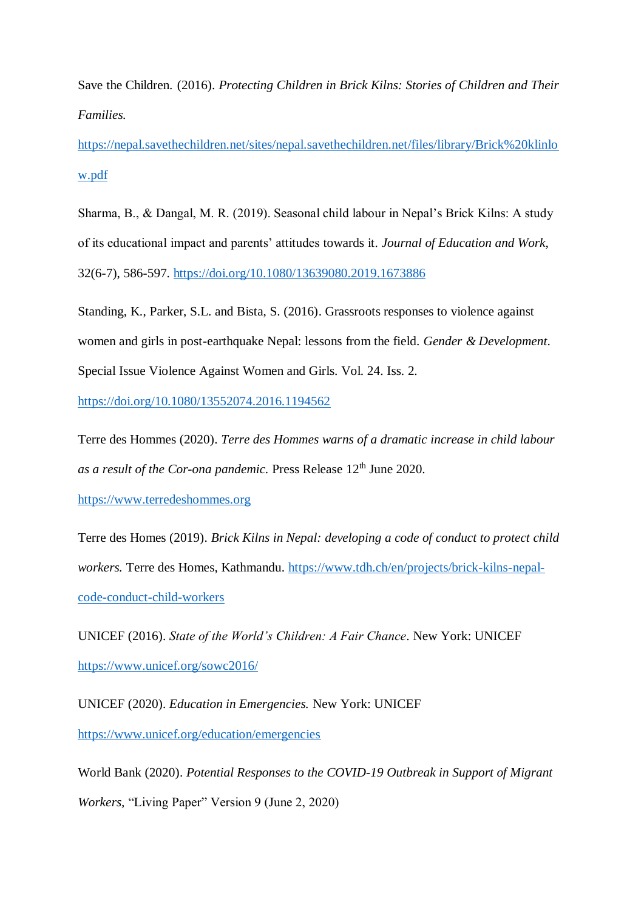Save the Children. (2016). *Protecting Children in Brick Kilns: Stories of Children and Their Families.* https://nepal.savethechildren.net/sites/nepal.savethechildren.net/files/library/Brick%20klinlow.pdf

Sharma, B., & Dangal, M. R. (2019). Seasonal child labour in Nepal's Brick Kilns: A study of its educational impact and parents' attitudes towards it. *Journal of Education and Work*, 32(6-7), 586-597. https://doi.org/10.1080/13639080.2019.1673886

Standing, K., Parker, S.L. and Bista, S. (2016). Grassroots responses to violence against women and girls in post-earthquake Nepal: lessons from the field. *Gender & Development*. Special Issue Violence Against Women and Girls. Vol. 24. Iss. 2. https://doi.org/10.1080/13552074.2016.1194562

Terre des Hommes (2020). *Terre des Hommes warns of a dramatic increase in child labour as a result of the Cor-ona pandemic.* Press Release 12th June 2020. https://www.terredeshommes.org

Terre des Homes (2019). *Brick Kilns in Nepal: developing a code of conduct to protect child workers.* Terre des Homes, Kathmandu. https://www.tdh.ch/en/projects/brick-kilns-nepal-code-conduct-child-workers

UNICEF (2016). *State of the World's Children: A Fair Chance*. New York: UNICEF https://www.unicef.org/sowc2016/

UNICEF (2020). *Education in Emergencies.* New York: UNICEF https://www.unicef.org/education/emergencies

World Bank (2020). *Potential Responses to the COVID-19 Outbreak in Support of Migrant Workers,* "Living Paper" Version 9 (June 2, 2020)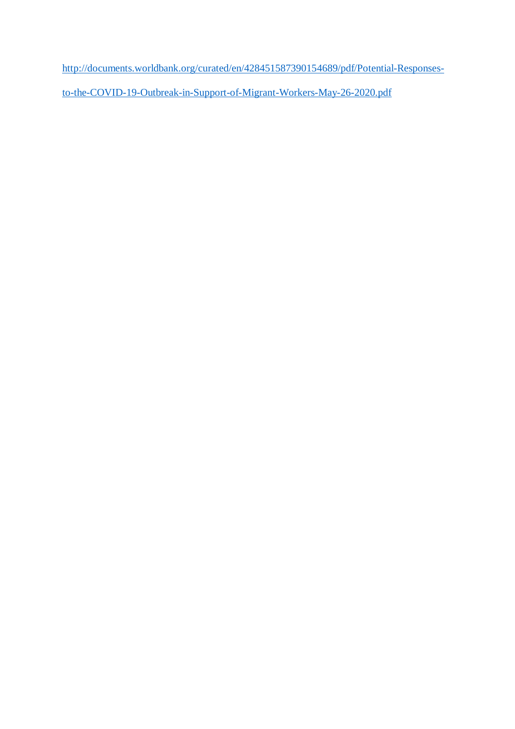http://documents.worldbank.org/curated/en/428451587390154689/pdf/Potential-Responses-to-the-COVID-19-Outbreak-in-Support-of-Migrant-Workers-May-26-2020.pdf